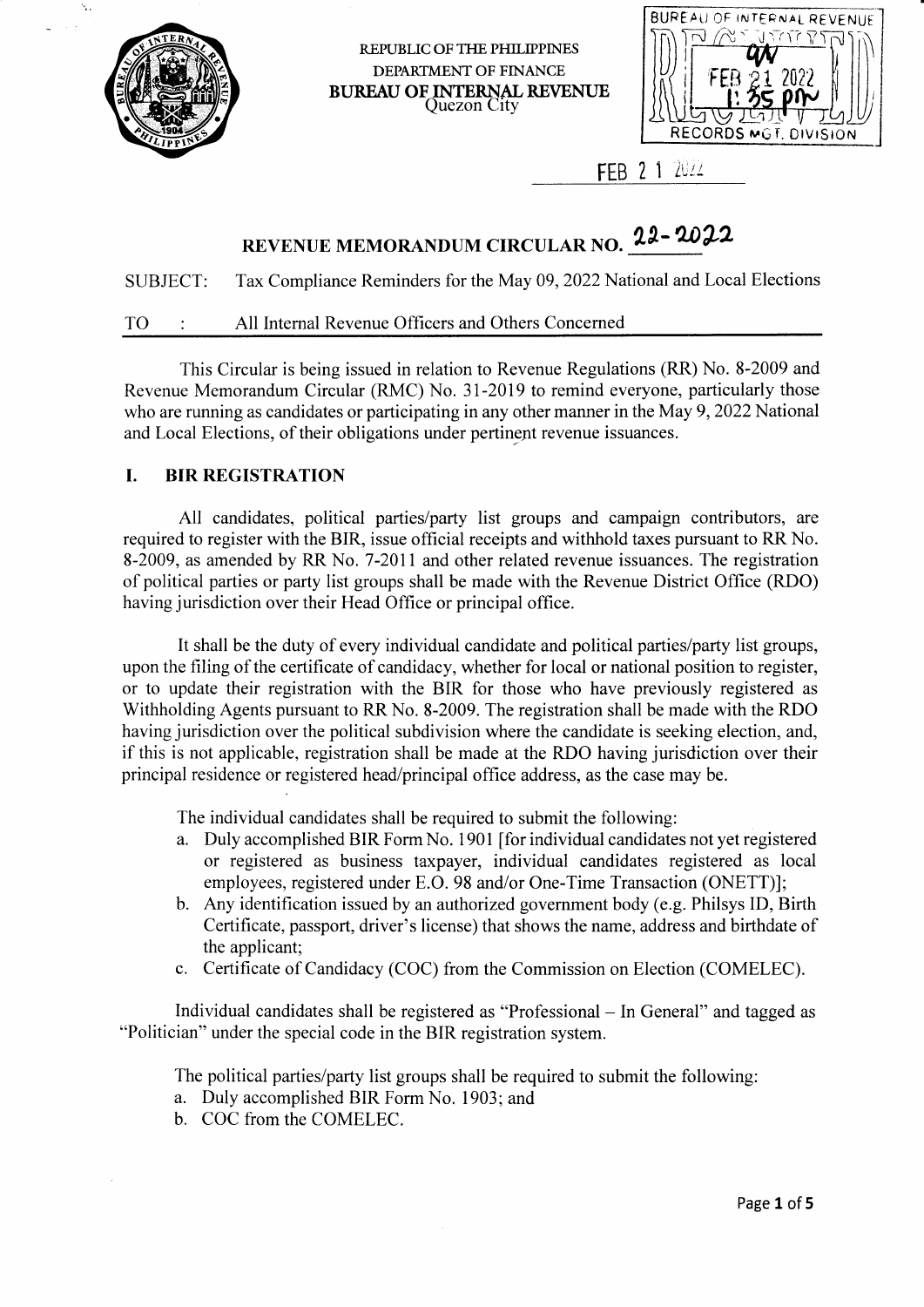REPUBLIC OF THE PHILIPPINES
DEPARTMENT OF FINANCE
**BUREAU OF INTERNAL REVENUE**
Quezon City

BUREAU OF INTERNAL REVENUE
RECEIVED
FEB 21 2022
1:35 pm
RECORDS MGT. DIVISION

FEB 21 2022

# REVENUE MEMORANDUM CIRCULAR NO. 22-2022

SUBJECT: Tax Compliance Reminders for the May 09, 2022 National and Local Elections

TO : All Internal Revenue Officers and Others Concerned

This Circular is being issued in relation to Revenue Regulations (RR) No. 8-2009 and Revenue Memorandum Circular (RMC) No. 31-2019 to remind everyone, particularly those who are running as candidates or participating in any other manner in the May 9, 2022 National and Local Elections, of their obligations under pertinent revenue issuances.

## I. BIR REGISTRATION

All candidates, political parties/party list groups and campaign contributors, are required to register with the BIR, issue official receipts and withhold taxes pursuant to RR No. 8-2009, as amended by RR No. 7-2011 and other related revenue issuances. The registration of political parties or party list groups shall be made with the Revenue District Office (RDO) having jurisdiction over their Head Office or principal office.

It shall be the duty of every individual candidate and political parties/party list groups, upon the filing of the certificate of candidacy, whether for local or national position to register, or to update their registration with the BIR for those who have previously registered as Withholding Agents pursuant to RR No. 8-2009. The registration shall be made with the RDO having jurisdiction over the political subdivision where the candidate is seeking election, and, if this is not applicable, registration shall be made at the RDO having jurisdiction over their principal residence or registered head/principal office address, as the case may be.

The individual candidates shall be required to submit the following:

a. Duly accomplished BIR Form No. 1901 [for individual candidates not yet registered or registered as business taxpayer, individual candidates registered as local employees, registered under E.O. 98 and/or One-Time Transaction (ONETT)];
b. Any identification issued by an authorized government body (e.g. Philsys ID, Birth Certificate, passport, driver's license) that shows the name, address and birthdate of the applicant;
c. Certificate of Candidacy (COC) from the Commission on Election (COMELEC).

Individual candidates shall be registered as "Professional – In General" and tagged as "Politician" under the special code in the BIR registration system.

The political parties/party list groups shall be required to submit the following:

a. Duly accomplished BIR Form No. 1903; and
b. COC from the COMELEC.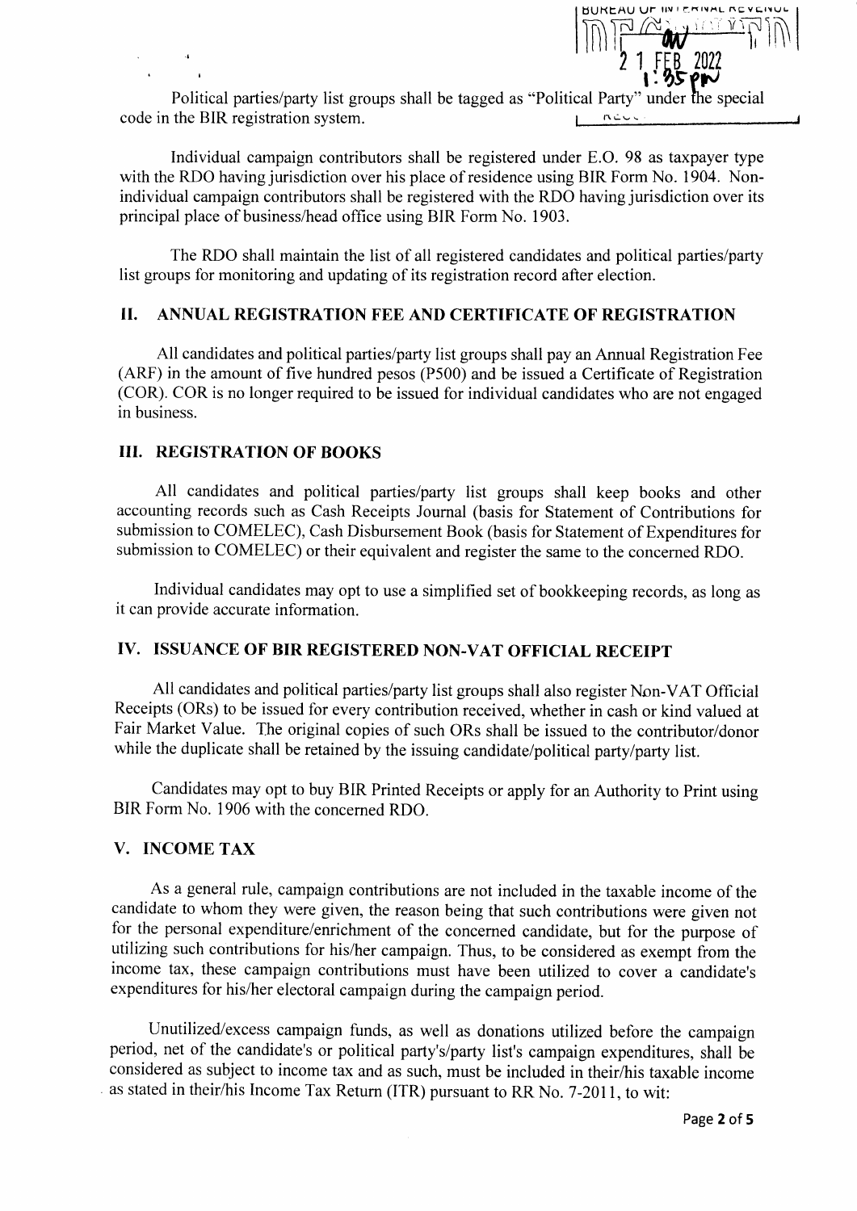Political parties/party list groups shall be tagged as "Political Party" under the special code in the BIR registration system.

Individual campaign contributors shall be registered under E.O. 98 as taxpayer type with the RDO having jurisdiction over his place of residence using BIR Form No. 1904. Non-individual campaign contributors shall be registered with the RDO having jurisdiction over its principal place of business/head office using BIR Form No. 1903.

The RDO shall maintain the list of all registered candidates and political parties/party list groups for monitoring and updating of its registration record after election.

## II. ANNUAL REGISTRATION FEE AND CERTIFICATE OF REGISTRATION

All candidates and political parties/party list groups shall pay an Annual Registration Fee (ARF) in the amount of five hundred pesos (P500) and be issued a Certificate of Registration (COR). COR is no longer required to be issued for individual candidates who are not engaged in business.

## III. REGISTRATION OF BOOKS

All candidates and political parties/party list groups shall keep books and other accounting records such as Cash Receipts Journal (basis for Statement of Contributions for submission to COMELEC), Cash Disbursement Book (basis for Statement of Expenditures for submission to COMELEC) or their equivalent and register the same to the concerned RDO.

Individual candidates may opt to use a simplified set of bookkeeping records, as long as it can provide accurate information.

## IV. ISSUANCE OF BIR REGISTERED NON-VAT OFFICIAL RECEIPT

All candidates and political parties/party list groups shall also register Non-VAT Official Receipts (ORs) to be issued for every contribution received, whether in cash or kind valued at Fair Market Value. The original copies of such ORs shall be issued to the contributor/donor while the duplicate shall be retained by the issuing candidate/political party/party list.

Candidates may opt to buy BIR Printed Receipts or apply for an Authority to Print using BIR Form No. 1906 with the concerned RDO.

## V. INCOME TAX

As a general rule, campaign contributions are not included in the taxable income of the candidate to whom they were given, the reason being that such contributions were given not for the personal expenditure/enrichment of the concerned candidate, but for the purpose of utilizing such contributions for his/her campaign. Thus, to be considered as exempt from the income tax, these campaign contributions must have been utilized to cover a candidate's expenditures for his/her electoral campaign during the campaign period.

Unutilized/excess campaign funds, as well as donations utilized before the campaign period, net of the candidate's or political party's/party list's campaign expenditures, shall be considered as subject to income tax and as such, must be included in their/his taxable income as stated in their/his Income Tax Return (ITR) pursuant to RR No. 7-2011, to wit: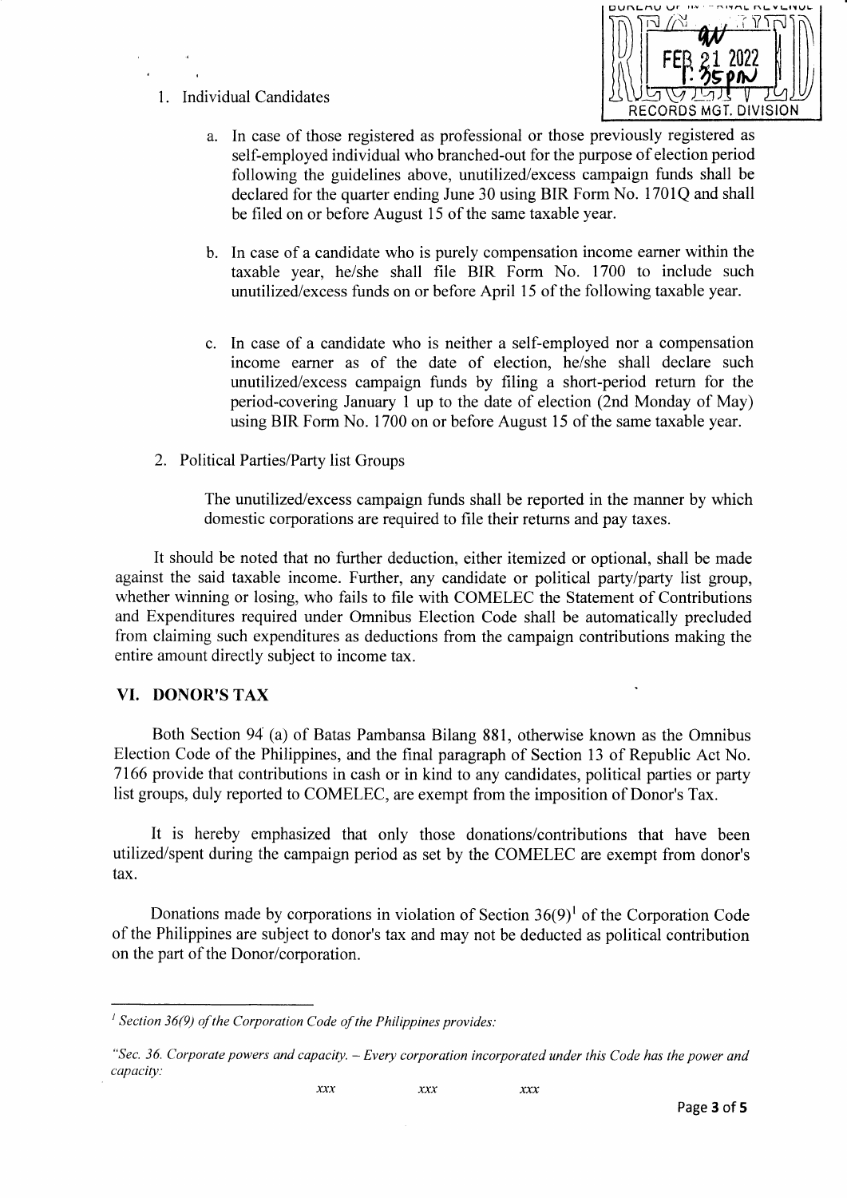1. Individual Candidates

   a. In case of those registered as professional or those previously registered as self-employed individual who branched-out for the purpose of election period following the guidelines above, unutilized/excess campaign funds shall be declared for the quarter ending June 30 using BIR Form No. 1701Q and shall be filed on or before August 15 of the same taxable year.

   b. In case of a candidate who is purely compensation income earner within the taxable year, he/she shall file BIR Form No. 1700 to include such unutilized/excess funds on or before April 15 of the following taxable year.

   c. In case of a candidate who is neither a self-employed nor a compensation income earner as of the date of election, he/she shall declare such unutilized/excess campaign funds by filing a short-period return for the period-covering January 1 up to the date of election (2nd Monday of May) using BIR Form No. 1700 on or before August 15 of the same taxable year.

2. Political Parties/Party list Groups

   The unutilized/excess campaign funds shall be reported in the manner by which domestic corporations are required to file their returns and pay taxes.

It should be noted that no further deduction, either itemized or optional, shall be made against the said taxable income. Further, any candidate or political party/party list group, whether winning or losing, who fails to file with COMELEC the Statement of Contributions and Expenditures required under Omnibus Election Code shall be automatically precluded from claiming such expenditures as deductions from the campaign contributions making the entire amount directly subject to income tax.

## VI. DONOR'S TAX

Both Section 94 (a) of Batas Pambansa Bilang 881, otherwise known as the Omnibus Election Code of the Philippines, and the final paragraph of Section 13 of Republic Act No. 7166 provide that contributions in cash or in kind to any candidates, political parties or party list groups, duly reported to COMELEC, are exempt from the imposition of Donor's Tax.

It is hereby emphasized that only those donations/contributions that have been utilized/spent during the campaign period as set by the COMELEC are exempt from donor's tax.

Donations made by corporations in violation of Section 36(9)[1] of the Corporation Code of the Philippines are subject to donor's tax and may not be deducted as political contribution on the part of the Donor/corporation.

---

[1] *Section 36(9) of the Corporation Code of the Philippines provides:*

*"Sec. 36. Corporate powers and capacity. – Every corporation incorporated under this Code has the power and capacity:*

*xxx xxx xxx*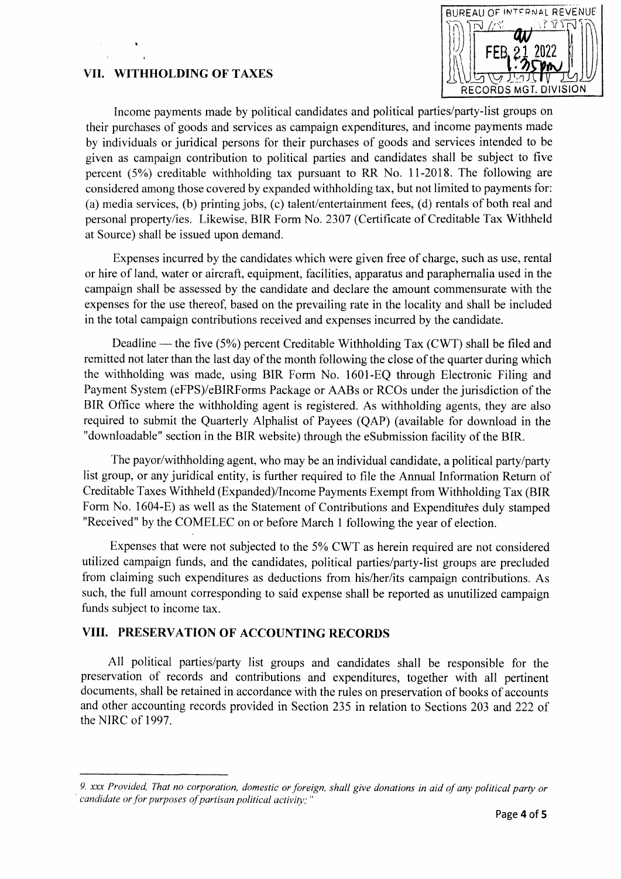## VII. WITHHOLDING OF TAXES

Income payments made by political candidates and political parties/party-list groups on their purchases of goods and services as campaign expenditures, and income payments made by individuals or juridical persons for their purchases of goods and services intended to be given as campaign contribution to political parties and candidates shall be subject to five percent (5%) creditable withholding tax pursuant to RR No. 11-2018. The following are considered among those covered by expanded withholding tax, but not limited to payments for: (a) media services, (b) printing jobs, (c) talent/entertainment fees, (d) rentals of both real and personal property/ies. Likewise, BIR Form No. 2307 (Certificate of Creditable Tax Withheld at Source) shall be issued upon demand.

Expenses incurred by the candidates which were given free of charge, such as use, rental or hire of land, water or aircraft, equipment, facilities, apparatus and paraphernalia used in the campaign shall be assessed by the candidate and declare the amount commensurate with the expenses for the use thereof, based on the prevailing rate in the locality and shall be included in the total campaign contributions received and expenses incurred by the candidate.

Deadline — the five (5%) percent Creditable Withholding Tax (CWT) shall be filed and remitted not later than the last day of the month following the close of the quarter during which the withholding was made, using BIR Form No. 1601-EQ through Electronic Filing and Payment System (eFPS)/eBIRForms Package or AABs or RCOs under the jurisdiction of the BIR Office where the withholding agent is registered. As withholding agents, they are also required to submit the Quarterly Alphalist of Payees (QAP) (available for download in the "downloadable" section in the BIR website) through the eSubmission facility of the BIR.

The payor/withholding agent, who may be an individual candidate, a political party/party list group, or any juridical entity, is further required to file the Annual Information Return of Creditable Taxes Withheld (Expanded)/Income Payments Exempt from Withholding Tax (BIR Form No. 1604-E) as well as the Statement of Contributions and Expenditures duly stamped "Received" by the COMELEC on or before March 1 following the year of election.

Expenses that were not subjected to the 5% CWT as herein required are not considered utilized campaign funds, and the candidates, political parties/party-list groups are precluded from claiming such expenditures as deductions from his/her/its campaign contributions. As such, the full amount corresponding to said expense shall be reported as unutilized campaign funds subject to income tax.

## VIII. PRESERVATION OF ACCOUNTING RECORDS

All political parties/party list groups and candidates shall be responsible for the preservation of records and contributions and expenditures, together with all pertinent documents, shall be retained in accordance with the rules on preservation of books of accounts and other accounting records provided in Section 235 in relation to Sections 203 and 222 of the NIRC of 1997.

---

*9. xxx Provided, That no corporation, domestic or foreign, shall give donations in aid of any political party or candidate or for purposes of partisan political activity; "*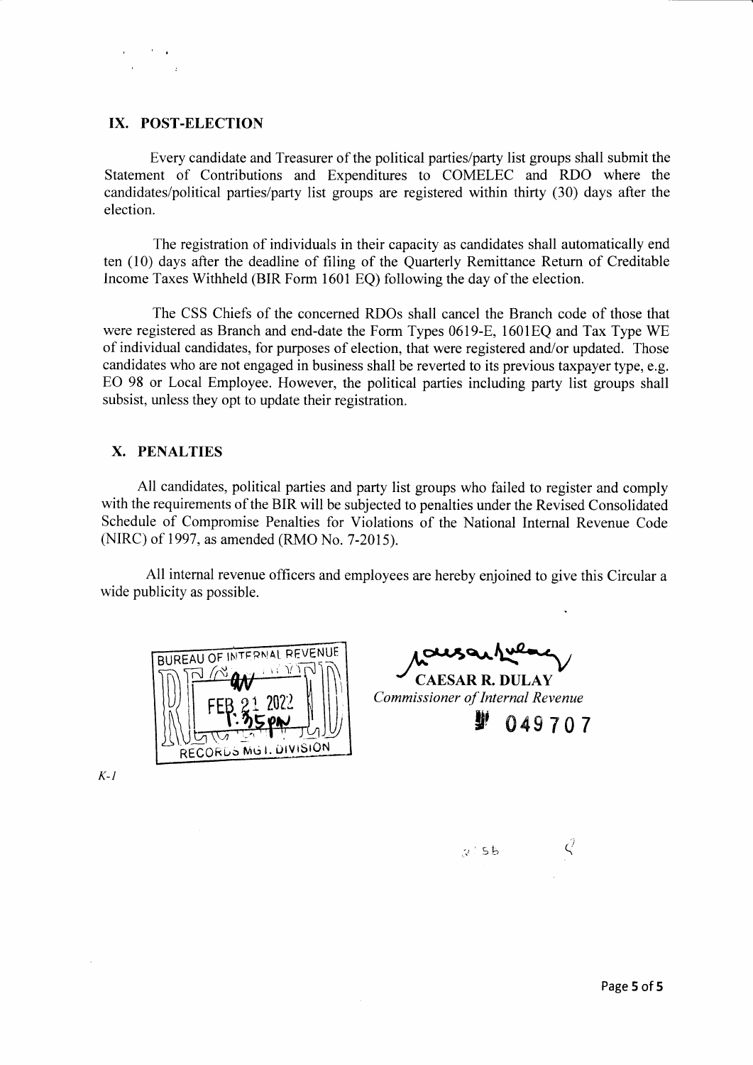## IX. POST-ELECTION

Every candidate and Treasurer of the political parties/party list groups shall submit the Statement of Contributions and Expenditures to COMELEC and RDO where the candidates/political parties/party list groups are registered within thirty (30) days after the election.

The registration of individuals in their capacity as candidates shall automatically end ten (10) days after the deadline of filing of the Quarterly Remittance Return of Creditable Income Taxes Withheld (BIR Form 1601 EQ) following the day of the election.

The CSS Chiefs of the concerned RDOs shall cancel the Branch code of those that were registered as Branch and end-date the Form Types 0619-E, 1601EQ and Tax Type WE of individual candidates, for purposes of election, that were registered and/or updated. Those candidates who are not engaged in business shall be reverted to its previous taxpayer type, e.g. EO 98 or Local Employee. However, the political parties including party list groups shall subsist, unless they opt to update their registration.

## X. PENALTIES

All candidates, political parties and party list groups who failed to register and comply with the requirements of the BIR will be subjected to penalties under the Revised Consolidated Schedule of Compromise Penalties for Violations of the National Internal Revenue Code (NIRC) of 1997, as amended (RMO No. 7-2015).

All internal revenue officers and employees are hereby enjoined to give this Circular a wide publicity as possible.

BUREAU OF INTERNAL REVENUE
RECORDED
FEB 21 2022
1:35 PM
RECORDS MGT. DIVISION

**CAESAR R. DULAY**
*Commissioner of Internal Revenue*

049707

*K-1*